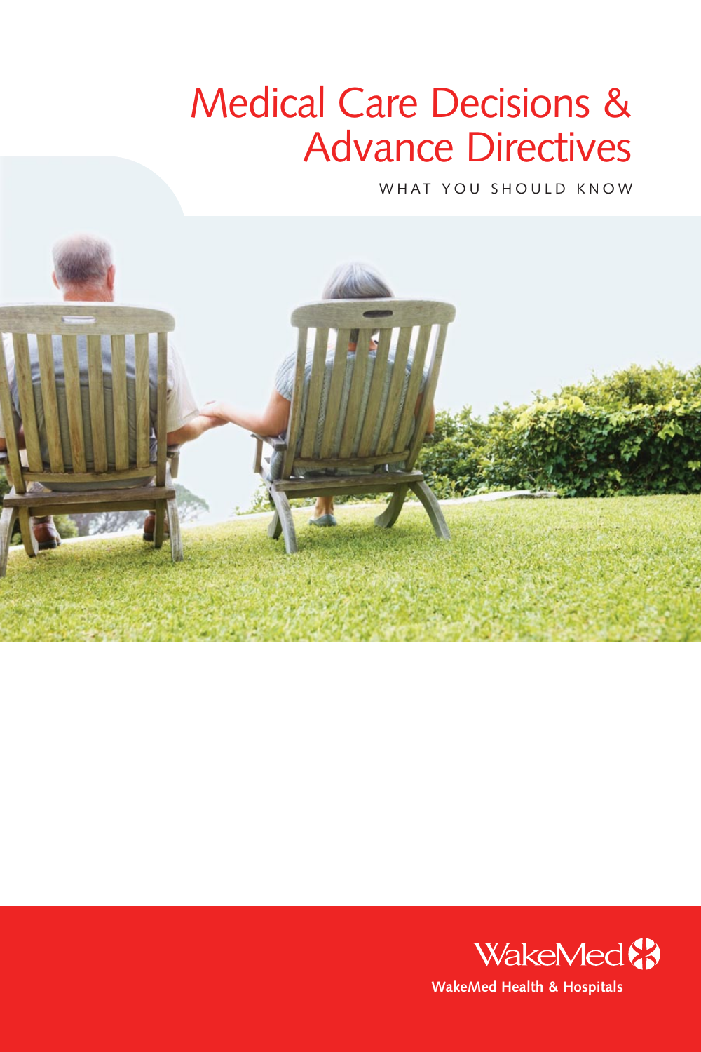# Medical Care Decisions & Advance Directives

WHAT YOU SHOULD KNOW

WakeMed

WakeMed Health & Hospitals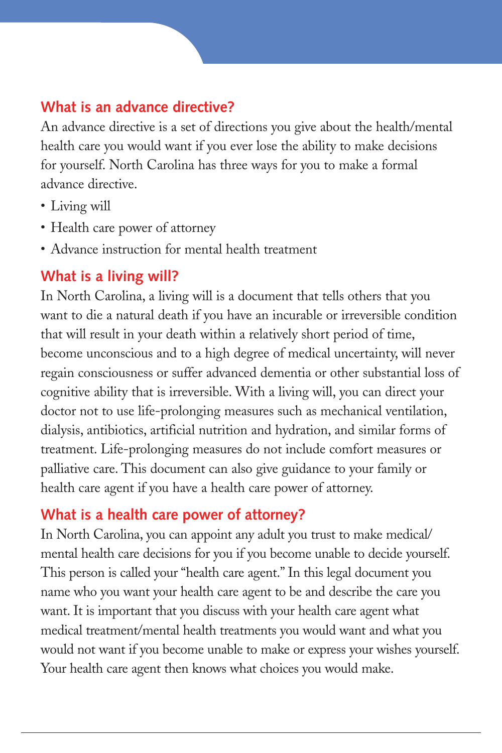## What is an advance directive?

An advance directive is a set of directions you give about the health/mental health care you would want if you ever lose the ability to make decisions for yourself. North Carolina has three ways for you to make a formal advance directive.

- Living will
- Health care power of attorney
- Advance instruction for mental health treatment

## What is a living will?

In North Carolina, a living will is a document that tells others that you want to die a natural death if you have an incurable or irreversible condition that will result in your death within a relatively short period of time, become unconscious and to a high degree of medical uncertainty, will never regain consciousness or suffer advanced dementia or other substantial loss of cognitive ability that is irreversible. With a living will, you can direct your doctor not to use life-prolonging measures such as mechanical ventilation, dialysis, antibiotics, artificial nutrition and hydration, and similar forms of treatment. Life-prolonging measures do not include comfort measures or palliative care. This document can also give guidance to your family or health care agent if you have a health care power of attorney.

## What is a health care power of attorney?

In North Carolina, you can appoint any adult you trust to make medical/mental health care decisions for you if you become unable to decide yourself. This person is called your "health care agent." In this legal document you name who you want your health care agent to be and describe the care you want. It is important that you discuss with your health care agent what medical treatment/mental health treatments you would want and what you would not want if you become unable to make or express your wishes yourself. Your health care agent then knows what choices you would make.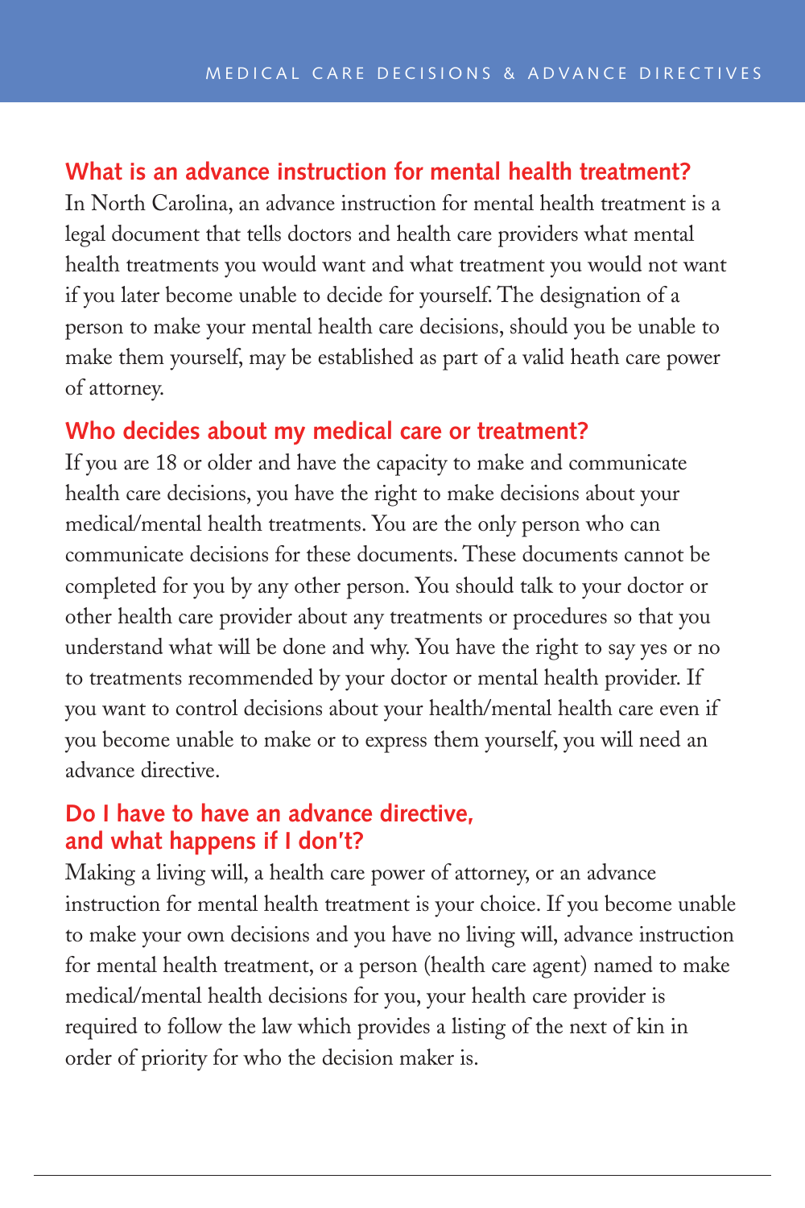## What is an advance instruction for mental health treatment?

In North Carolina, an advance instruction for mental health treatment is a legal document that tells doctors and health care providers what mental health treatments you would want and what treatment you would not want if you later become unable to decide for yourself. The designation of a person to make your mental health care decisions, should you be unable to make them yourself, may be established as part of a valid heath care power of attorney.

## Who decides about my medical care or treatment?

If you are 18 or older and have the capacity to make and communicate health care decisions, you have the right to make decisions about your medical/mental health treatments. You are the only person who can communicate decisions for these documents. These documents cannot be completed for you by any other person. You should talk to your doctor or other health care provider about any treatments or procedures so that you understand what will be done and why. You have the right to say yes or no to treatments recommended by your doctor or mental health provider. If you want to control decisions about your health/mental health care even if you become unable to make or to express them yourself, you will need an advance directive.

## Do I have to have an advance directive, and what happens if I don't?

Making a living will, a health care power of attorney, or an advance instruction for mental health treatment is your choice. If you become unable to make your own decisions and you have no living will, advance instruction for mental health treatment, or a person (health care agent) named to make medical/mental health decisions for you, your health care provider is required to follow the law which provides a listing of the next of kin in order of priority for who the decision maker is.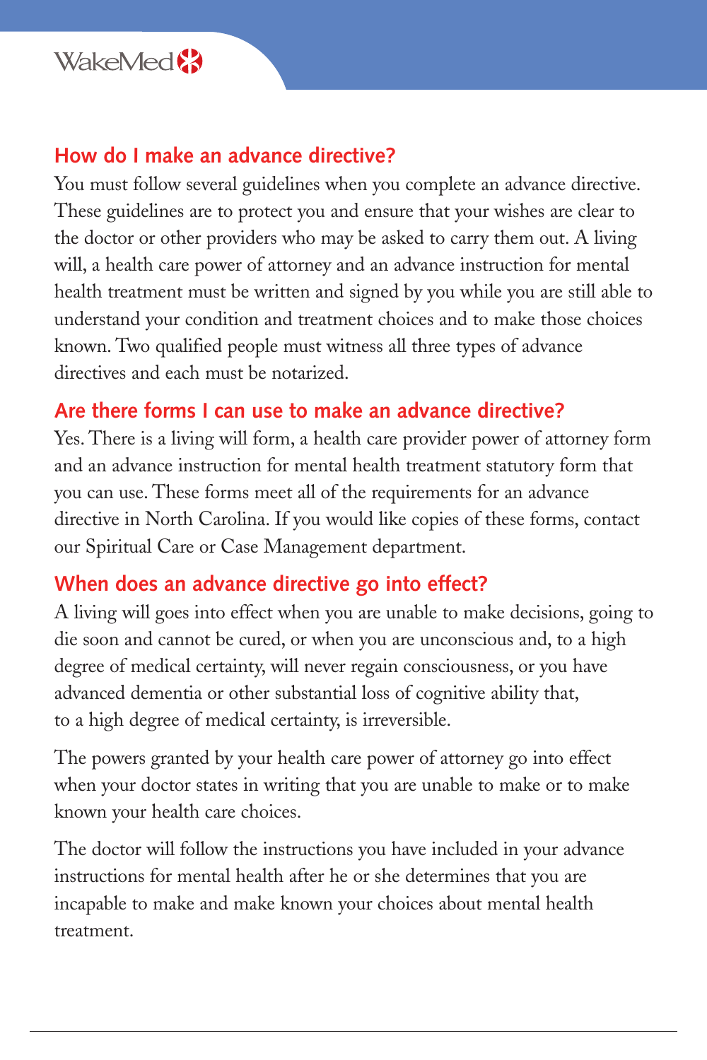## How do I make an advance directive?

You must follow several guidelines when you complete an advance directive. These guidelines are to protect you and ensure that your wishes are clear to the doctor or other providers who may be asked to carry them out. A living will, a health care power of attorney and an advance instruction for mental health treatment must be written and signed by you while you are still able to understand your condition and treatment choices and to make those choices known. Two qualified people must witness all three types of advance directives and each must be notarized.

## Are there forms I can use to make an advance directive?

Yes. There is a living will form, a health care provider power of attorney form and an advance instruction for mental health treatment statutory form that you can use. These forms meet all of the requirements for an advance directive in North Carolina. If you would like copies of these forms, contact our Spiritual Care or Case Management department.

## When does an advance directive go into effect?

A living will goes into effect when you are unable to make decisions, going to die soon and cannot be cured, or when you are unconscious and, to a high degree of medical certainty, will never regain consciousness, or you have advanced dementia or other substantial loss of cognitive ability that, to a high degree of medical certainty, is irreversible.

The powers granted by your health care power of attorney go into effect when your doctor states in writing that you are unable to make or to make known your health care choices.

The doctor will follow the instructions you have included in your advance instructions for mental health after he or she determines that you are incapable to make and make known your choices about mental health treatment.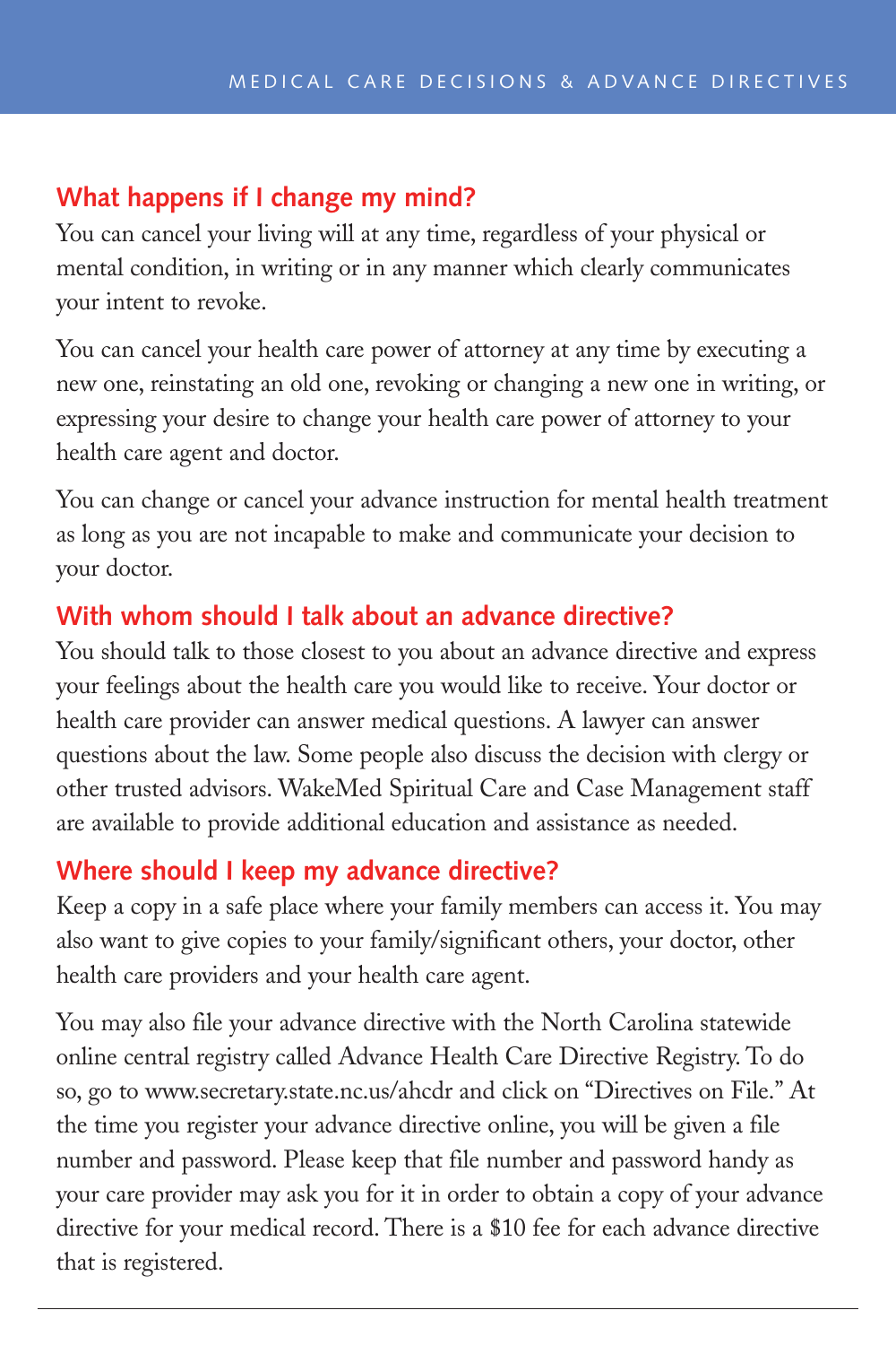## What happens if I change my mind?

You can cancel your living will at any time, regardless of your physical or mental condition, in writing or in any manner which clearly communicates your intent to revoke.

You can cancel your health care power of attorney at any time by executing a new one, reinstating an old one, revoking or changing a new one in writing, or expressing your desire to change your health care power of attorney to your health care agent and doctor.

You can change or cancel your advance instruction for mental health treatment as long as you are not incapable to make and communicate your decision to your doctor.

## With whom should I talk about an advance directive?

You should talk to those closest to you about an advance directive and express your feelings about the health care you would like to receive. Your doctor or health care provider can answer medical questions. A lawyer can answer questions about the law. Some people also discuss the decision with clergy or other trusted advisors. WakeMed Spiritual Care and Case Management staff are available to provide additional education and assistance as needed.

## Where should I keep my advance directive?

Keep a copy in a safe place where your family members can access it. You may also want to give copies to your family/significant others, your doctor, other health care providers and your health care agent.

You may also file your advance directive with the North Carolina statewide online central registry called Advance Health Care Directive Registry. To do so, go to www.secretary.state.nc.us/ahcdr and click on "Directives on File." At the time you register your advance directive online, you will be given a file number and password. Please keep that file number and password handy as your care provider may ask you for it in order to obtain a copy of your advance directive for your medical record. There is a $10 fee for each advance directive that is registered.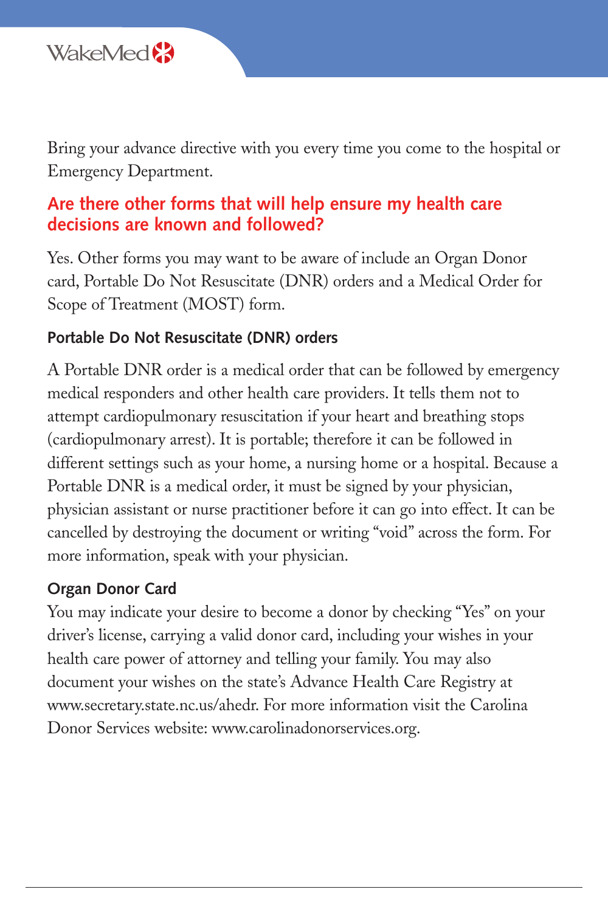Bring your advance directive with you every time you come to the hospital or Emergency Department.

## Are there other forms that will help ensure my health care decisions are known and followed?

Yes. Other forms you may want to be aware of include an Organ Donor card, Portable Do Not Resuscitate (DNR) orders and a Medical Order for Scope of Treatment (MOST) form.

### Portable Do Not Resuscitate (DNR) orders

A Portable DNR order is a medical order that can be followed by emergency medical responders and other health care providers. It tells them not to attempt cardiopulmonary resuscitation if your heart and breathing stops (cardiopulmonary arrest). It is portable; therefore it can be followed in different settings such as your home, a nursing home or a hospital. Because a Portable DNR is a medical order, it must be signed by your physician, physician assistant or nurse practitioner before it can go into effect. It can be cancelled by destroying the document or writing "void" across the form. For more information, speak with your physician.

### Organ Donor Card

You may indicate your desire to become a donor by checking "Yes" on your driver's license, carrying a valid donor card, including your wishes in your health care power of attorney and telling your family. You may also document your wishes on the state's Advance Health Care Registry at www.secretary.state.nc.us/ahedr. For more information visit the Carolina Donor Services website: www.carolinadonorservices.org.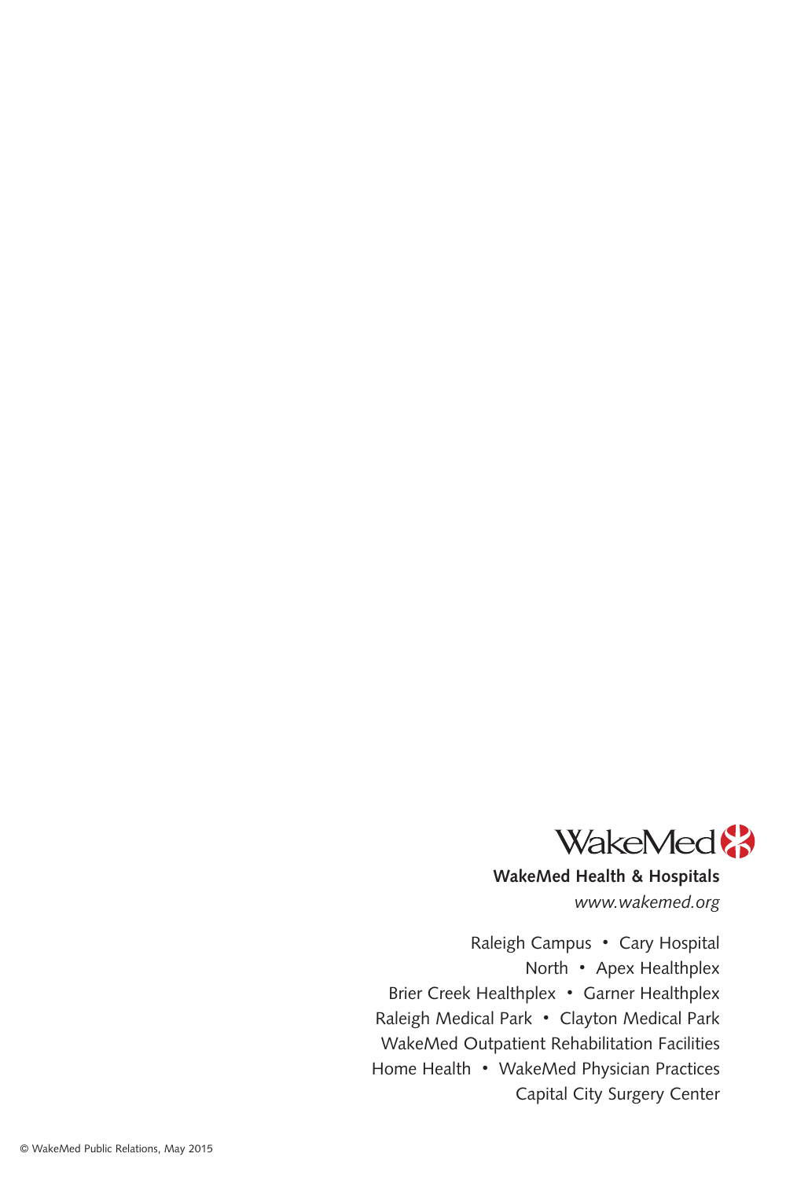WakeMed

**WakeMed Health & Hospitals**

*www.wakemed.org*

Raleigh Campus • Cary Hospital
North • Apex Healthplex
Brier Creek Healthplex • Garner Healthplex
Raleigh Medical Park • Clayton Medical Park
WakeMed Outpatient Rehabilitation Facilities
Home Health • WakeMed Physician Practices
Capital City Surgery Center

© WakeMed Public Relations, May 2015